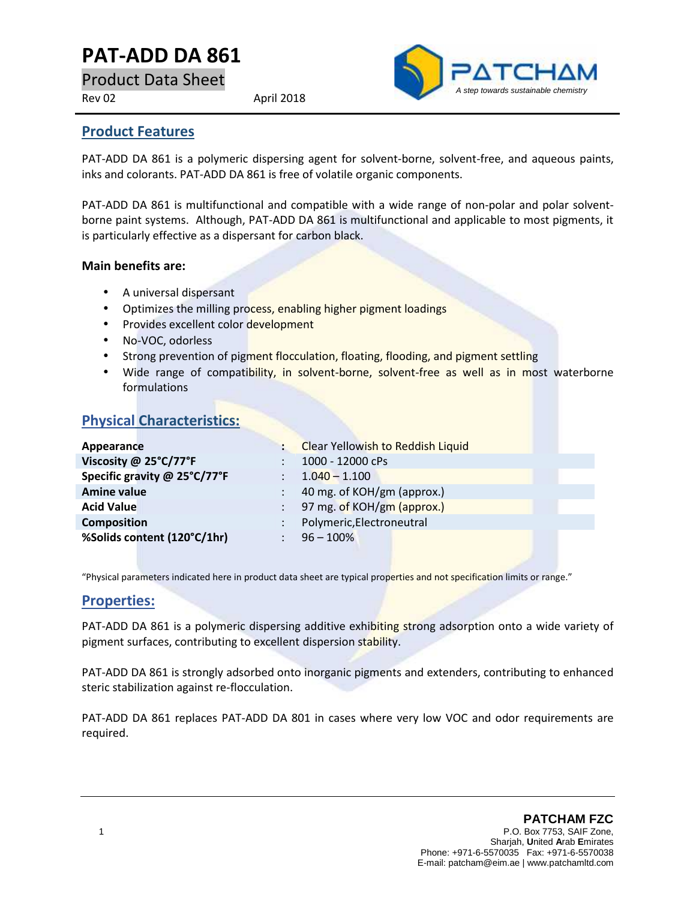# PAT-ADD DA 861

Product Data Sheet

Rev 02 April 2018

PATCHAM
*A step towards sustainable chemistry*

## Product Features

PAT-ADD DA 861 is a polymeric dispersing agent for solvent-borne, solvent-free, and aqueous paints, inks and colorants. PAT-ADD DA 861 is free of volatile organic components.

PAT-ADD DA 861 is multifunctional and compatible with a wide range of non-polar and polar solvent-borne paint systems. Although, PAT-ADD DA 861 is multifunctional and applicable to most pigments, it is particularly effective as a dispersant for carbon black.

**Main benefits are:**

- A universal dispersant
- Optimizes the milling process, enabling higher pigment loadings
- Provides excellent color development
- No-VOC, odorless
- Strong prevention of pigment flocculation, floating, flooding, and pigment settling
- Wide range of compatibility, in solvent-borne, solvent-free as well as in most waterborne formulations

## Physical Characteristics:

| | | |
|---|---|---|
| **Appearance** | : | Clear Yellowish to Reddish Liquid |
| **Viscosity @ 25°C/77°F** | : | 1000 - 12000 cPs |
| **Specific gravity @ 25°C/77°F** | : | 1.040 – 1.100 |
| **Amine value** | : | 40 mg. of KOH/gm (approx.) |
| **Acid Value** | : | 97 mg. of KOH/gm (approx.) |
| **Composition** | : | Polymeric,Electroneutral |
| **%Solids content (120°C/1hr)** | : | 96 – 100% |

"Physical parameters indicated here in product data sheet are typical properties and not specification limits or range."

## Properties:

PAT-ADD DA 861 is a polymeric dispersing additive exhibiting strong adsorption onto a wide variety of pigment surfaces, contributing to excellent dispersion stability.

PAT-ADD DA 861 is strongly adsorbed onto inorganic pigments and extenders, contributing to enhanced steric stabilization against re-flocculation.

PAT-ADD DA 861 replaces PAT-ADD DA 801 in cases where very low VOC and odor requirements are required.

**PATCHAM FZC**
P.O. Box 7753, SAIF Zone,
Sharjah, United Arab Emirates
Phone: +971-6-5570035 Fax: +971-6-5570038
E-mail: patcham@eim.ae | www.patchamltd.com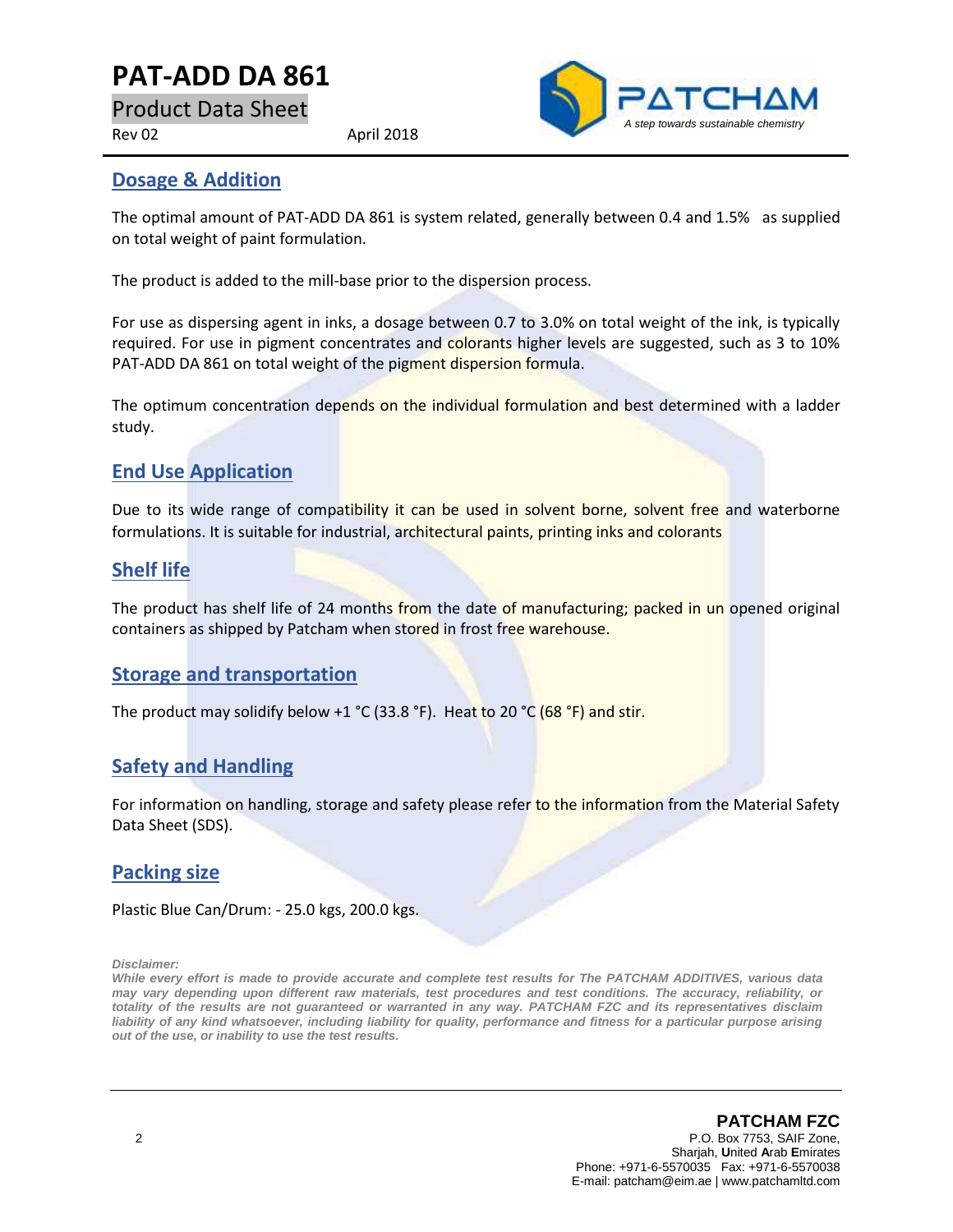## Dosage & Addition

The optimal amount of PAT-ADD DA 861 is system related, generally between 0.4 and 1.5% as supplied on total weight of paint formulation.

The product is added to the mill-base prior to the dispersion process.

For use as dispersing agent in inks, a dosage between 0.7 to 3.0% on total weight of the ink, is typically required. For use in pigment concentrates and colorants higher levels are suggested, such as 3 to 10% PAT-ADD DA 861 on total weight of the pigment dispersion formula.

The optimum concentration depends on the individual formulation and best determined with a ladder study.

## End Use Application

Due to its wide range of compatibility it can be used in solvent borne, solvent free and waterborne formulations. It is suitable for industrial, architectural paints, printing inks and colorants

## Shelf life

The product has shelf life of 24 months from the date of manufacturing; packed in un opened original containers as shipped by Patcham when stored in frost free warehouse.

## Storage and transportation

The product may solidify below +1 °C (33.8 °F). Heat to 20 °C (68 °F) and stir.

## Safety and Handling

For information on handling, storage and safety please refer to the information from the Material Safety Data Sheet (SDS).

## Packing size

Plastic Blue Can/Drum: - 25.0 kgs, 200.0 kgs.

***Disclaimer:***
***While every effort is made to provide accurate and complete test results for The PATCHAM ADDITIVES, various data may vary depending upon different raw materials, test procedures and test conditions. The accuracy, reliability, or totality of the results are not guaranteed or warranted in any way. PATCHAM FZC and its representatives disclaim liability of any kind whatsoever, including liability for quality, performance and fitness for a particular purpose arising out of the use, or inability to use the test results.***

**PATCHAM FZC**
P.O. Box 7753, SAIF Zone,
Sharjah, **U**nited **A**rab **E**mirates
Phone: +971-6-5570035 Fax: +971-6-5570038
E-mail: patcham@eim.ae | www.patchamltd.com